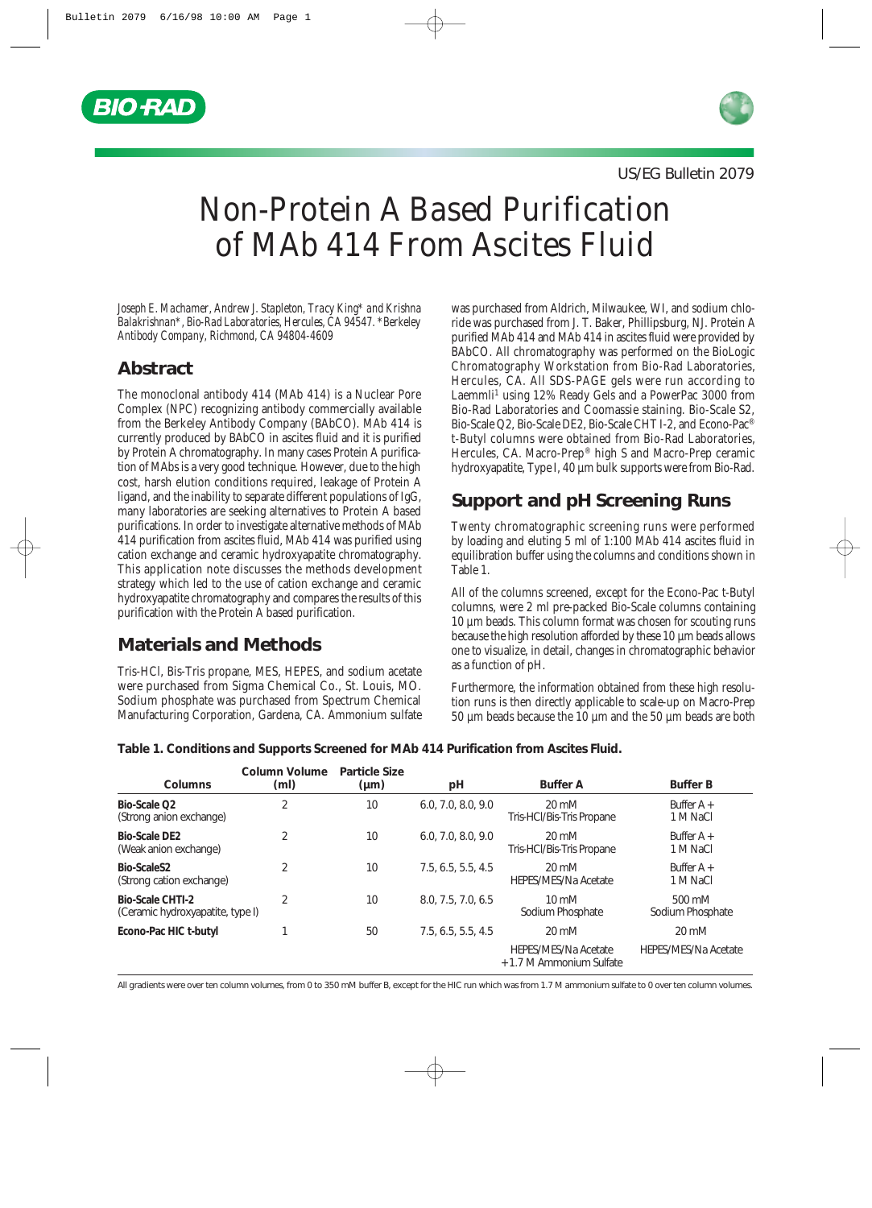US/EG Bulletin 2079

# Non-Protein A Based Purification of MAb 414 From Ascites Fluid

*Joseph E. Machamer, Andrew J. Stapleton, Tracy King\* and Krishna Balakrishnan\*, Bio-Rad Laboratories, Hercules, CA 94547. \*Berkeley Antibody Company, Richmond, CA 94804-4609*

## Abstract

The monoclonal antibody 414 (MAb 414) is a Nuclear Pore Complex (NPC) recognizing antibody commercially available from the Berkeley Antibody Company (BAbCO). MAb 414 is currently produced by BAbCO in ascites fluid and it is purified by Protein A chromatography. In many cases Protein A purification of MAbs is a very good technique. However, due to the high cost, harsh elution conditions required, leakage of Protein A ligand, and the inability to separate different populations of IgG, many laboratories are seeking alternatives to Protein A based purifications. In order to investigate alternative methods of MAb 414 purification from ascites fluid, MAb 414 was purified using cation exchange and ceramic hydroxyapatite chromatography. This application note discusses the methods development strategy which led to the use of cation exchange and ceramic hydroxyapatite chromatography and compares the results of this purification with the Protein A based purification.

## Materials and Methods

Tris-HCl, Bis-Tris propane, MES, HEPES, and sodium acetate were purchased from Sigma Chemical Co., St. Louis, MO. Sodium phosphate was purchased from Spectrum Chemical Manufacturing Corporation, Gardena, CA. Ammonium sulfate was purchased from Aldrich, Milwaukee, WI, and sodium chloride was purchased from J. T. Baker, Phillipsburg, NJ. Protein A purified MAb 414 and MAb 414 in ascites fluid were provided by BAbCO. All chromatography was performed on the BioLogic Chromatography Workstation from Bio-Rad Laboratories, Hercules, CA. All SDS-PAGE gels were run according to Laemmli[1] using 12% Ready Gels and a PowerPac 3000 from Bio-Rad Laboratories and Coomassie staining. Bio-Scale S2, Bio-Scale Q2, Bio-Scale DE2, Bio-Scale CHT I-2, and Econo-Pac® t-Butyl columns were obtained from Bio-Rad Laboratories, Hercules, CA. Macro-Prep® high S and Macro-Prep ceramic hydroxyapatite, Type I, 40 µm bulk supports were from Bio-Rad.

## Support and pH Screening Runs

Twenty chromatographic screening runs were performed by loading and eluting 5 ml of 1:100 MAb 414 ascites fluid in equilibration buffer using the columns and conditions shown in Table 1.

All of the columns screened, except for the Econo-Pac t-Butyl columns, were 2 ml pre-packed Bio-Scale columns containing 10 µm beads. This column format was chosen for scouting runs because the high resolution afforded by these 10 µm beads allows one to visualize, in detail, changes in chromatographic behavior as a function of pH.

Furthermore, the information obtained from these high resolution runs is then directly applicable to scale-up on Macro-Prep 50 µm beads because the 10 µm and the 50 µm beads are both

**Table 1. Conditions and Supports Screened for MAb 414 Purification from Ascites Fluid.**

| Columns | Column Volume (ml) | Particle Size (µm) | pH | Buffer A | Buffer B |
|---|---|---|---|---|---|
| **Bio-Scale Q2** (Strong anion exchange) | 2 | 10 | 6.0, 7.0, 8.0, 9.0 | 20 mM Tris-HCl/Bis-Tris Propane | Buffer A + 1 M NaCl |
| **Bio-Scale DE2** (Weak anion exchange) | 2 | 10 | 6.0, 7.0, 8.0, 9.0 | 20 mM Tris-HCl/Bis-Tris Propane | Buffer A + 1 M NaCl |
| **Bio-ScaleS2** (Strong cation exchange) | 2 | 10 | 7.5, 6.5, 5.5, 4.5 | 20 mM HEPES/MES/Na Acetate | Buffer A + 1 M NaCl |
| **Bio-Scale CHTI-2** (Ceramic hydroxyapatite, type I) | 2 | 10 | 8.0, 7.5, 7.0, 6.5 | 10 mM Sodium Phosphate | 500 mM Sodium Phosphate |
| **Econo-Pac HIC t-butyl** | 1 | 50 | 7.5, 6.5, 5.5, 4.5 | 20 mM HEPES/MES/Na Acetate + 1.7 M Ammonium Sulfate | 20 mM HEPES/MES/Na Acetate |

All gradients were over ten column volumes, from 0 to 350 mM buffer B, except for the HIC run which was from 1.7 M ammonium sulfate to 0 over ten column volumes.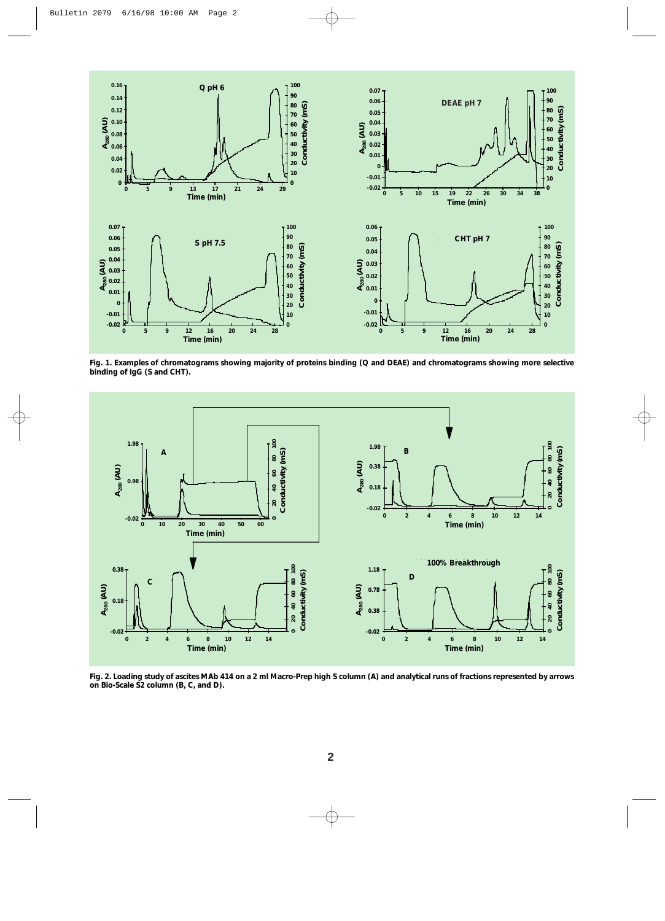Fig. 1. Examples of chromatograms showing majority of proteins binding (Q and DEAE) and chromatograms showing more selective binding of IgG (S and CHT).

Fig. 2. Loading study of ascites MAb 414 on a 2 ml Macro-Prep high S column (A) and analytical runs of fractions represented by arrows on Bio-Scale S2 column (B, C, and D).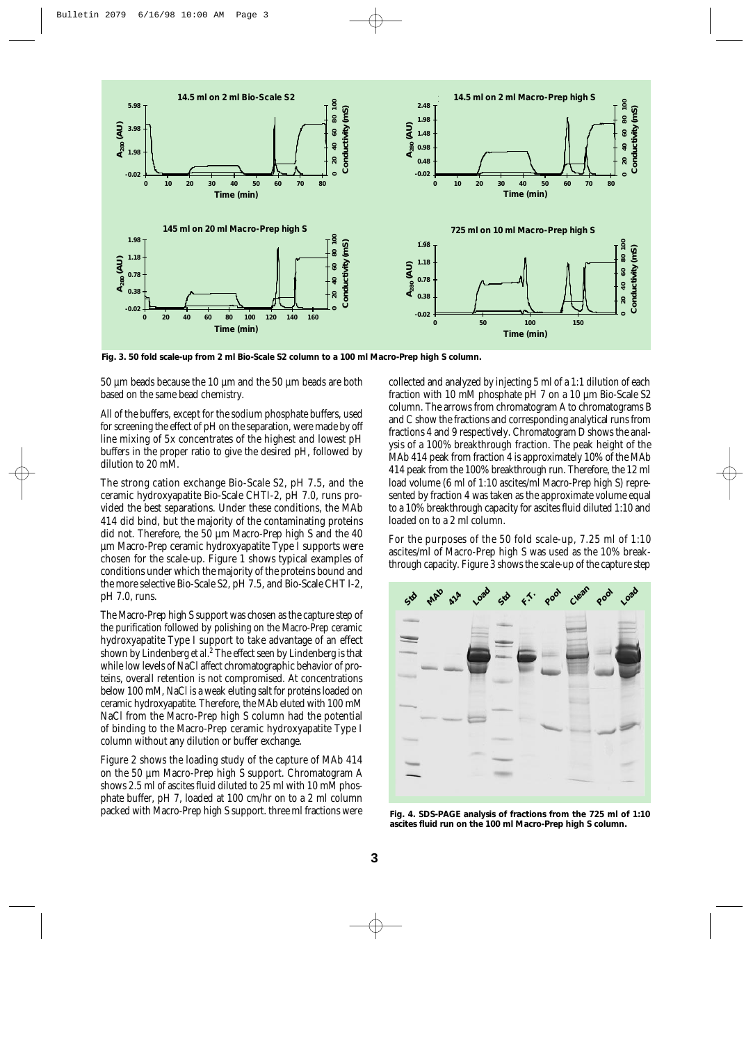Fig. 3. 50 fold scale-up from 2 ml Bio-Scale S2 column to a 100 ml Macro-Prep high S column.

50 µm beads because the 10 µm and the 50 µm beads are both based on the same bead chemistry.

All of the buffers, except for the sodium phosphate buffers, used for screening the effect of pH on the separation, were made by off line mixing of 5x concentrates of the highest and lowest pH buffers in the proper ratio to give the desired pH, followed by dilution to 20 mM.

The strong cation exchange Bio-Scale S2, pH 7.5, and the ceramic hydroxyapatite Bio-Scale CHTI-2, pH 7.0, runs provided the best separations. Under these conditions, the MAb 414 did bind, but the majority of the contaminating proteins did not. Therefore, the 50 µm Macro-Prep high S and the 40 µm Macro-Prep ceramic hydroxyapatite Type I supports were chosen for the scale-up. Figure 1 shows typical examples of conditions under which the majority of the proteins bound and the more selective Bio-Scale S2, pH 7.5, and Bio-Scale CHT I-2, pH 7.0, runs.

The Macro-Prep high S support was chosen as the capture step of the purification followed by polishing on the Macro-Prep ceramic hydroxyapatite Type I support to take advantage of an effect shown by Lindenberg *et al.*[2] The effect seen by Lindenberg is that while low levels of NaCl affect chromatographic behavior of proteins, overall retention is not compromised. At concentrations below 100 mM, NaCl is a weak eluting salt for proteins loaded on ceramic hydroxyapatite. Therefore, the MAb eluted with 100 mM NaCl from the Macro-Prep high S column had the potential of binding to the Macro-Prep ceramic hydroxyapatite Type I column without any dilution or buffer exchange.

Figure 2 shows the loading study of the capture of MAb 414 on the 50 µm Macro-Prep high S support. Chromatogram A shows 2.5 ml of ascites fluid diluted to 25 ml with 10 mM phosphate buffer, pH 7, loaded at 100 cm/hr on to a 2 ml column packed with Macro-Prep high S support. three ml fractions were collected and analyzed by injecting 5 ml of a 1:1 dilution of each fraction with 10 mM phosphate pH 7 on a 10 µm Bio-Scale S2 column. The arrows from chromatogram A to chromatograms B and C show the fractions and corresponding analytical runs from fractions 4 and 9 respectively. Chromatogram D shows the analysis of a 100% breakthrough fraction. The peak height of the MAb 414 peak from fraction 4 is approximately 10% of the MAb 414 peak from the 100% breakthrough run. Therefore, the 12 ml load volume (6 ml of 1:10 ascites/ml Macro-Prep high S) represented by fraction 4 was taken as the approximate volume equal to a 10% breakthrough capacity for ascites fluid diluted 1:10 and loaded on to a 2 ml column.

For the purposes of the 50 fold scale-up, 7.25 ml of 1:10 ascites/ml of Macro-Prep high S was used as the 10% breakthrough capacity. Figure 3 shows the scale-up of the capture step

Fig. 4. SDS-PAGE analysis of fractions from the 725 ml of 1:10 ascites fluid run on the 100 ml Macro-Prep high S column.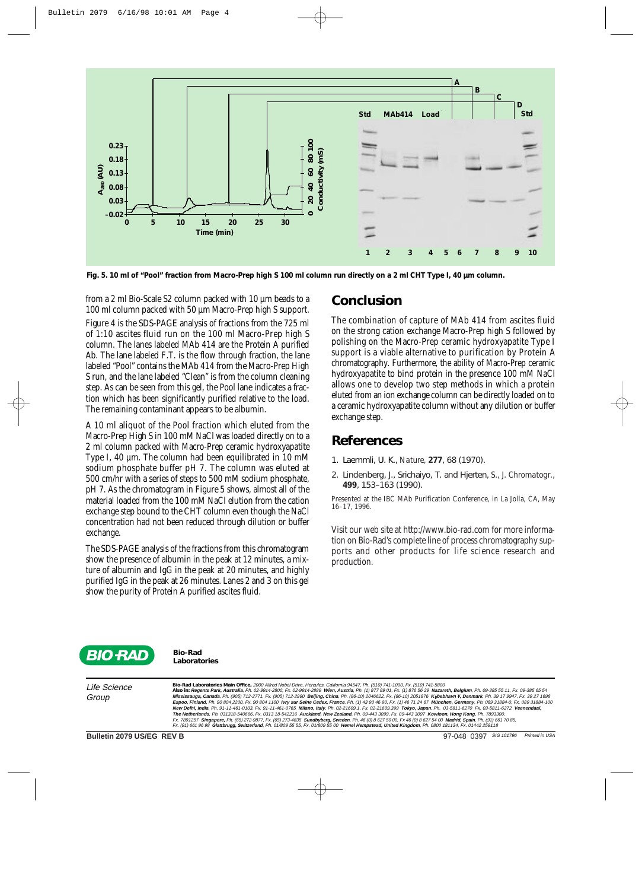A
B
C
D

Std MAb414 Load Std

0.23
0.18
0.13
0.08
0.03
−0.02

$A_{280}$ (AU)

0 5 10 15 20 25 30

Time (min)

0 20 40 60 80 100

Conductivity (mS)

1 2 3 4 5 6 7 8 9 10

**Fig. 5. 10 ml of “Pool” fraction from Macro-Prep high S 100 ml column run directly on a 2 ml CHT Type I, 40 µm column.**

from a 2 ml Bio-Scale S2 column packed with 10 µm beads to a 100 ml column packed with 50 µm Macro-Prep high S support.

Figure 4 is the SDS-PAGE analysis of fractions from the 725 ml of 1:10 ascites fluid run on the 100 ml Macro-Prep high S column. The lanes labeled MAb 414 are the Protein A purified Ab. The lane labeled F.T. is the flow through fraction, the lane labeled “Pool” contains the MAb 414 from the Macro-Prep High S run, and the lane labeled “Clean” is from the column cleaning step. As can be seen from this gel, the Pool lane indicates a fraction which has been significantly purified relative to the load. The remaining contaminant appears to be albumin.

A 10 ml aliquot of the Pool fraction which eluted from the Macro-Prep High S in 100 mM NaCl was loaded directly on to a 2 ml column packed with Macro-Prep ceramic hydroxyapatite Type I, 40 µm. The column had been equilibrated in 10 mM sodium phosphate buffer pH 7. The column was eluted at 500 cm/hr with a series of steps to 500 mM sodium phosphate, pH 7. As the chromatogram in Figure 5 shows, almost all of the material loaded from the 100 mM NaCl elution from the cation exchange step bound to the CHT column even though the NaCl concentration had not been reduced through dilution or buffer exchange.

The SDS-PAGE analysis of the fractions from this chromatogram show the presence of albumin in the peak at 12 minutes, a mixture of albumin and IgG in the peak at 20 minutes, and highly purified IgG in the peak at 26 minutes. Lanes 2 and 3 on this gel show the purity of Protein A purified ascites fluid.

## Conclusion

The combination of capture of MAb 414 from ascites fluid on the strong cation exchange Macro-Prep high S followed by polishing on the Macro-Prep ceramic hydroxyapatite Type I support is a viable alternative to purification by Protein A chromatography. Furthermore, the ability of Macro-Prep ceramic hydroxyapatite to bind protein in the presence 100 mM NaCl allows one to develop two step methods in which a protein eluted from an ion exchange column can be directly loaded on to a ceramic hydroxyapatite column without any dilution or buffer exchange step.

## References

1. Laemmli, U. K., *Nature*, **277**, 68 (1970).
2. Lindenberg, J., Srichaiyo, T. and Hjerten, S., *J. Chromatogr.*, **499**, 153–163 (1990).

Presented at the IBC MAb Purification Conference, in La Jolla, CA, May 16–17, 1996.

Visit our web site at http://www.bio-rad.com for more information on Bio-Rad’s complete line of process chromatography supports and other products for life science research and production.

BIO-RAD

**Bio-Rad Laboratories**

*Life Science Group*

**Bio-Rad Laboratories Main Office,** *2000 Alfred Nobel Drive, Hercules, California 94547, Ph. (510) 741-1000, Fx. (510) 741-5800*
**Also in:** ***Regents Park, Australia****, Ph. 02-9914-2800, Fx. 02-9914-2889* ***Wien, Austria****, Ph. (1) 877 89 01, Fx. (1) 876 56 29* ***Nazareth, Belgium****, Ph. 09-385 55 11, Fx. 09-385 65 54* ***Mississauga, Canada****, Ph. (905) 712-2771, Fx. (905) 712-2990* ***Beijing, China****, Ph. (86-10) 2046622, Fx. (86-10) 2051876* ***København, Denmark****, Ph. 39 17 9947, Fx. 39 27 1698* ***Espoo, Finland****, Ph. 90 804 2200, Fx. 90 804 1100* ***Ivry sur Seine Cedex, France****, Ph. (1) 43 90 46 90, Fx. (1) 46 71 24 67* ***München, Germany****, Ph. 089 31884-0, Fx. 089 31884-100* ***New Delhi, India****, Ph. 91-11-461-0103, Fx. 91-11-461-0765* ***Milano, Italy****, Ph. 02-21609.1, Fx. 02-21609.399* ***Tokyo, Japan****, Ph. 03-5811-6270 Fx. 03-5811-6272* ***Veenendaal, The Netherlands****, Ph. 0318-540666, Fx. 0318-542216* ***Auckland, New Zealand****, Ph. 09-443 3099, Fx. 09-443 3097* ***Kowloon, Hong Kong****, Ph. 7893300, Fx. 7891257* ***Singapore****, Ph. (65) 272-9877, Fx. (65) 273-4835* ***Sundbyberg, Sweden****, Ph. 46 (0) 8 627 50 00, Fx 46 (0) 8 627 54 00* ***Madrid, Spain****, Ph. (91) 661 70 85, Fx. (91) 661 96 98* ***Glattbrugg, Switzerland****, Ph. 01/809 55 55, Fx. 01/809 55 00* ***Hemel Hempstead, United Kingdom****, Ph. 0800 181134, Fx. 01442 259118*

**Bulletin 2079 US/EG REV B** 97-048 0397 *SIG 101796* *Printed in USA*